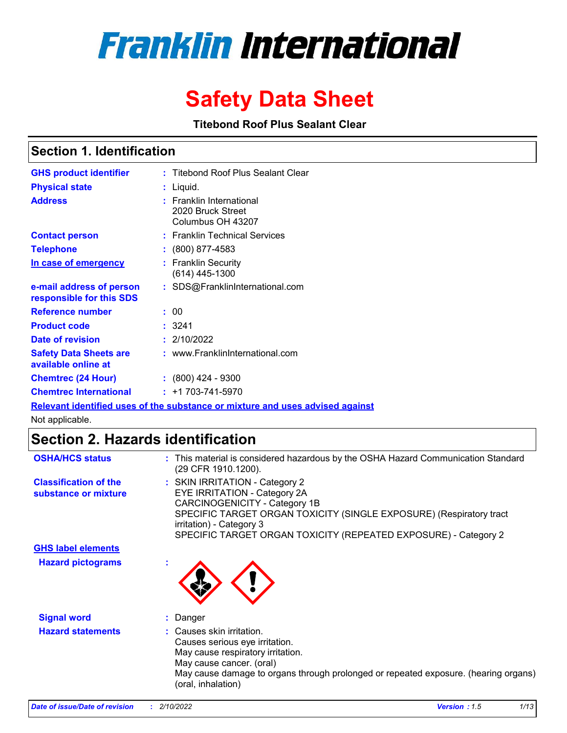# Franklin International

# Safety Data Sheet

**Titebond Roof Plus Sealant Clear**

## Section 1. Identification

| | | |
|---|---|---|
| **GHS product identifier** | : | Titebond Roof Plus Sealant Clear |
| **Physical state** | : | Liquid. |
| **Address** | : | Franklin International<br>2020 Bruck Street<br>Columbus OH 43207 |
| **Contact person** | : | Franklin Technical Services |
| **Telephone** | : | (800) 877-4583 |
| **In case of emergency** | : | Franklin Security<br>(614) 445-1300 |
| **e-mail address of person responsible for this SDS** | : | SDS@FranklinInternational.com |
| **Reference number** | : | 00 |
| **Product code** | : | 3241 |
| **Date of revision** | : | 2/10/2022 |
| **Safety Data Sheets are available online at** | : | www.FranklinInternational.com |
| **Chemtrec (24 Hour)** | : | (800) 424 - 9300 |
| **Chemtrec International** | : | +1 703-741-5970 |

**Relevant identified uses of the substance or mixture and uses advised against**

Not applicable.

## Section 2. Hazards identification

| | | |
|---|---|---|
| **OSHA/HCS status** | : | This material is considered hazardous by the OSHA Hazard Communication Standard (29 CFR 1910.1200). |
| **Classification of the substance or mixture** | : | SKIN IRRITATION - Category 2<br>EYE IRRITATION - Category 2A<br>CARCINOGENICITY - Category 1B<br>SPECIFIC TARGET ORGAN TOXICITY (SINGLE EXPOSURE) (Respiratory tract irritation) - Category 3<br>SPECIFIC TARGET ORGAN TOXICITY (REPEATED EXPOSURE) - Category 2 |

**GHS label elements**

| | | |
|---|---|---|
| **Hazard pictograms** | : | |
| **Signal word** | : | Danger |
| **Hazard statements** | : | Causes skin irritation.<br>Causes serious eye irritation.<br>May cause respiratory irritation.<br>May cause cancer. (oral)<br>May cause damage to organs through prolonged or repeated exposure. (hearing organs) (oral, inhalation) |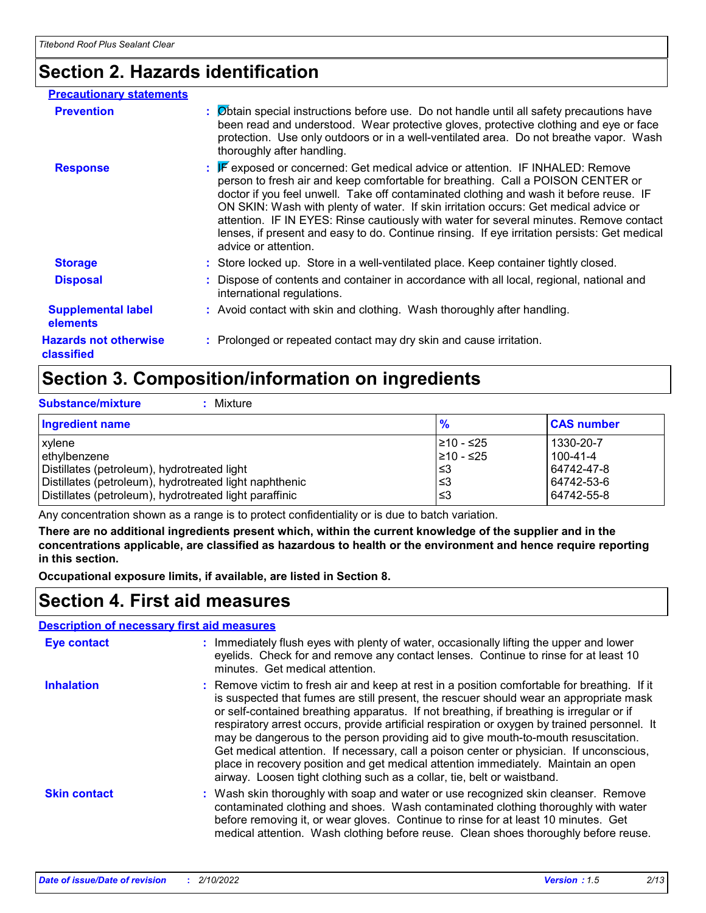## Section 2. Hazards identification

**Precautionary statements**

**Prevention** : Obtain special instructions before use. Do not handle until all safety precautions have been read and understood. Wear protective gloves, protective clothing and eye or face protection. Use only outdoors or in a well-ventilated area. Do not breathe vapor. Wash thoroughly after handling.

**Response** : IF exposed or concerned: Get medical advice or attention. IF INHALED: Remove person to fresh air and keep comfortable for breathing. Call a POISON CENTER or doctor if you feel unwell. Take off contaminated clothing and wash it before reuse. IF ON SKIN: Wash with plenty of water. If skin irritation occurs: Get medical advice or attention. IF IN EYES: Rinse cautiously with water for several minutes. Remove contact lenses, if present and easy to do. Continue rinsing. If eye irritation persists: Get medical advice or attention.

**Storage** : Store locked up. Store in a well-ventilated place. Keep container tightly closed.

**Disposal** : Dispose of contents and container in accordance with all local, regional, national and international regulations.

**Supplemental label elements** : Avoid contact with skin and clothing. Wash thoroughly after handling.

**Hazards not otherwise classified** : Prolonged or repeated contact may dry skin and cause irritation.

## Section 3. Composition/information on ingredients

**Substance/mixture** : Mixture

| Ingredient name | % | CAS number |
|---|---|---|
| xylene | ≥10 - ≤25 | 1330-20-7 |
| ethylbenzene | ≥10 - ≤25 | 100-41-4 |
| Distillates (petroleum), hydrotreated light | ≤3 | 64742-47-8 |
| Distillates (petroleum), hydrotreated light naphthenic | ≤3 | 64742-53-6 |
| Distillates (petroleum), hydrotreated light paraffinic | ≤3 | 64742-55-8 |

Any concentration shown as a range is to protect confidentiality or is due to batch variation.

**There are no additional ingredients present which, within the current knowledge of the supplier and in the concentrations applicable, are classified as hazardous to health or the environment and hence require reporting in this section.**

**Occupational exposure limits, if available, are listed in Section 8.**

## Section 4. First aid measures

**Description of necessary first aid measures**

**Eye contact** : Immediately flush eyes with plenty of water, occasionally lifting the upper and lower eyelids. Check for and remove any contact lenses. Continue to rinse for at least 10 minutes. Get medical attention.

**Inhalation** : Remove victim to fresh air and keep at rest in a position comfortable for breathing. If it is suspected that fumes are still present, the rescuer should wear an appropriate mask or self-contained breathing apparatus. If not breathing, if breathing is irregular or if respiratory arrest occurs, provide artificial respiration or oxygen by trained personnel. It may be dangerous to the person providing aid to give mouth-to-mouth resuscitation. Get medical attention. If necessary, call a poison center or physician. If unconscious, place in recovery position and get medical attention immediately. Maintain an open airway. Loosen tight clothing such as a collar, tie, belt or waistband.

**Skin contact** : Wash skin thoroughly with soap and water or use recognized skin cleanser. Remove contaminated clothing and shoes. Wash contaminated clothing thoroughly with water before removing it, or wear gloves. Continue to rinse for at least 10 minutes. Get medical attention. Wash clothing before reuse. Clean shoes thoroughly before reuse.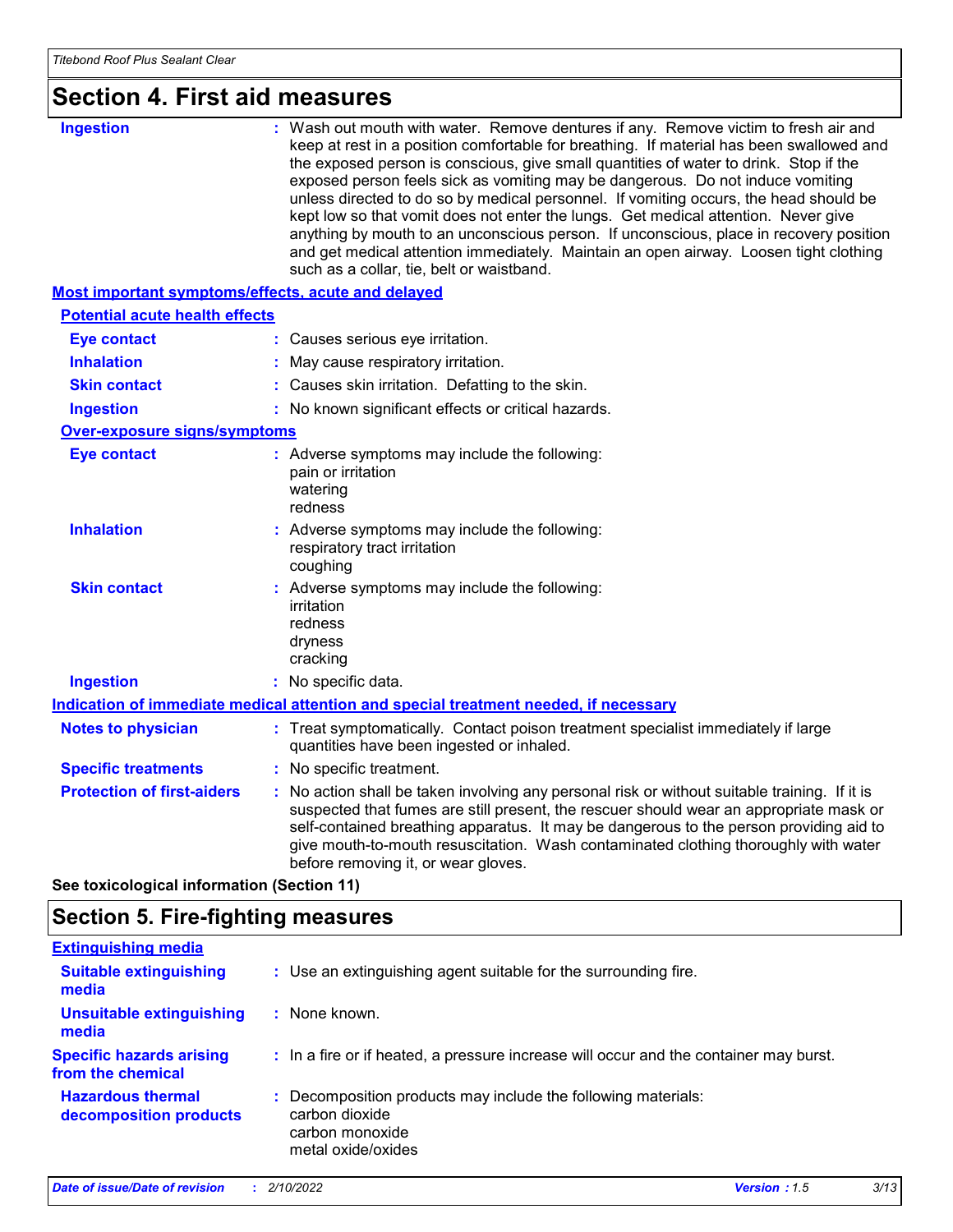## Section 4. First aid measures

**Ingestion** : Wash out mouth with water. Remove dentures if any. Remove victim to fresh air and keep at rest in a position comfortable for breathing. If material has been swallowed and the exposed person is conscious, give small quantities of water to drink. Stop if the exposed person feels sick as vomiting may be dangerous. Do not induce vomiting unless directed to do so by medical personnel. If vomiting occurs, the head should be kept low so that vomit does not enter the lungs. Get medical attention. Never give anything by mouth to an unconscious person. If unconscious, place in recovery position and get medical attention immediately. Maintain an open airway. Loosen tight clothing such as a collar, tie, belt or waistband.

### Most important symptoms/effects, acute and delayed

**Potential acute health effects**

**Eye contact** : Causes serious eye irritation.

**Inhalation** : May cause respiratory irritation.

**Skin contact** : Causes skin irritation. Defatting to the skin.

**Ingestion** : No known significant effects or critical hazards.

**Over-exposure signs/symptoms**

**Eye contact** : Adverse symptoms may include the following:
pain or irritation
watering
redness

**Inhalation** : Adverse symptoms may include the following:
respiratory tract irritation
coughing

**Skin contact** : Adverse symptoms may include the following:
irritation
redness
dryness
cracking

**Ingestion** : No specific data.

### Indication of immediate medical attention and special treatment needed, if necessary

**Notes to physician** : Treat symptomatically. Contact poison treatment specialist immediately if large quantities have been ingested or inhaled.

**Specific treatments** : No specific treatment.

**Protection of first-aiders** : No action shall be taken involving any personal risk or without suitable training. If it is suspected that fumes are still present, the rescuer should wear an appropriate mask or self-contained breathing apparatus. It may be dangerous to the person providing aid to give mouth-to-mouth resuscitation. Wash contaminated clothing thoroughly with water before removing it, or wear gloves.

**See toxicological information (Section 11)**

## Section 5. Fire-fighting measures

### Extinguishing media

**Suitable extinguishing media** : Use an extinguishing agent suitable for the surrounding fire.

**Unsuitable extinguishing media** : None known.

**Specific hazards arising from the chemical** : In a fire or if heated, a pressure increase will occur and the container may burst.

**Hazardous thermal decomposition products** : Decomposition products may include the following materials:
carbon dioxide
carbon monoxide
metal oxide/oxides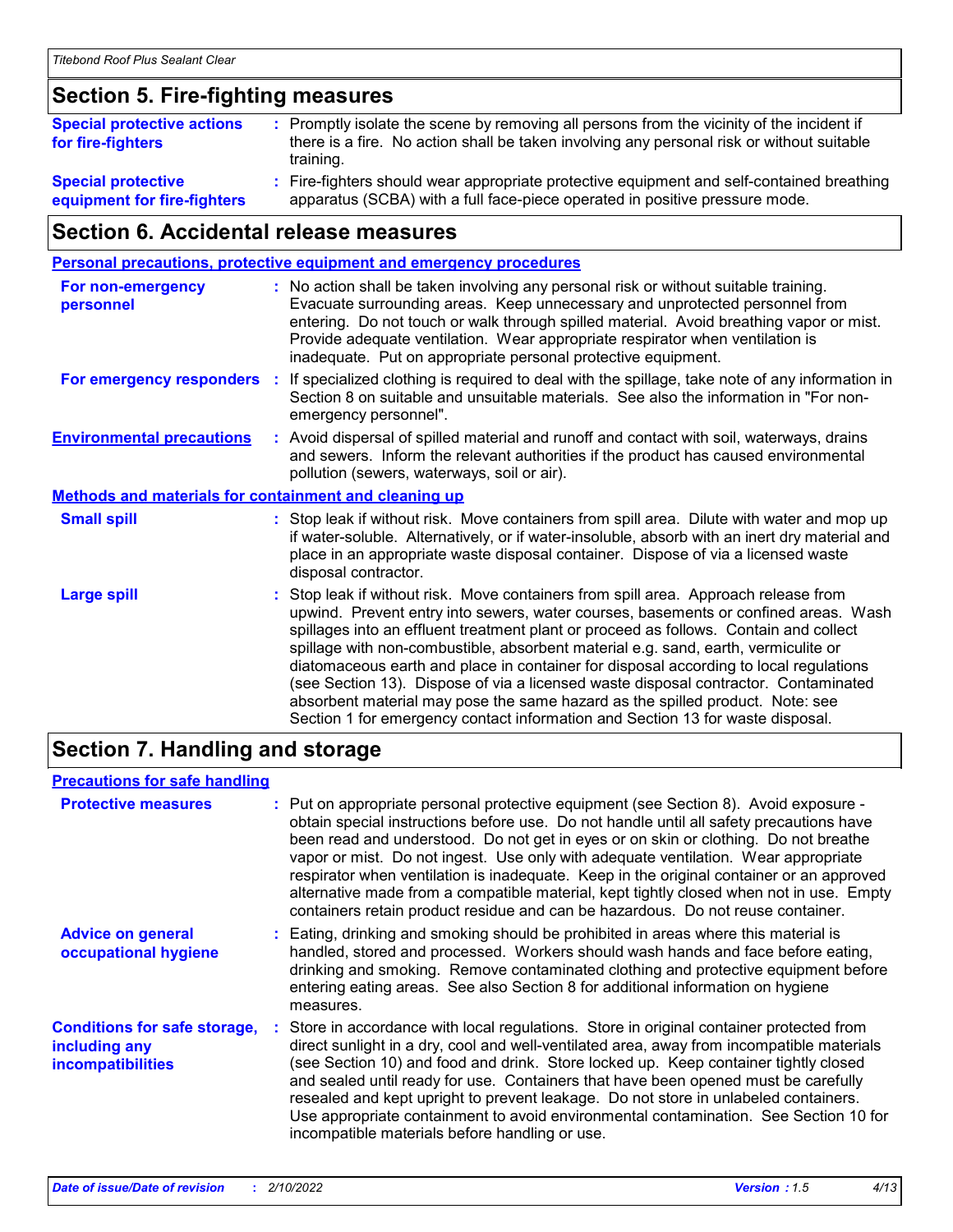## Section 5. Fire-fighting measures

**Special protective actions for fire-fighters** : Promptly isolate the scene by removing all persons from the vicinity of the incident if there is a fire. No action shall be taken involving any personal risk or without suitable training.

**Special protective equipment for fire-fighters** : Fire-fighters should wear appropriate protective equipment and self-contained breathing apparatus (SCBA) with a full face-piece operated in positive pressure mode.

## Section 6. Accidental release measures

### Personal precautions, protective equipment and emergency procedures

**For non-emergency personnel** : No action shall be taken involving any personal risk or without suitable training. Evacuate surrounding areas. Keep unnecessary and unprotected personnel from entering. Do not touch or walk through spilled material. Avoid breathing vapor or mist. Provide adequate ventilation. Wear appropriate respirator when ventilation is inadequate. Put on appropriate personal protective equipment.

**For emergency responders** : If specialized clothing is required to deal with the spillage, take note of any information in Section 8 on suitable and unsuitable materials. See also the information in "For non-emergency personnel".

**Environmental precautions** : Avoid dispersal of spilled material and runoff and contact with soil, waterways, drains and sewers. Inform the relevant authorities if the product has caused environmental pollution (sewers, waterways, soil or air).

### Methods and materials for containment and cleaning up

**Small spill** : Stop leak if without risk. Move containers from spill area. Dilute with water and mop up if water-soluble. Alternatively, or if water-insoluble, absorb with an inert dry material and place in an appropriate waste disposal container. Dispose of via a licensed waste disposal contractor.

**Large spill** : Stop leak if without risk. Move containers from spill area. Approach release from upwind. Prevent entry into sewers, water courses, basements or confined areas. Wash spillages into an effluent treatment plant or proceed as follows. Contain and collect spillage with non-combustible, absorbent material e.g. sand, earth, vermiculite or diatomaceous earth and place in container for disposal according to local regulations (see Section 13). Dispose of via a licensed waste disposal contractor. Contaminated absorbent material may pose the same hazard as the spilled product. Note: see Section 1 for emergency contact information and Section 13 for waste disposal.

## Section 7. Handling and storage

### Precautions for safe handling

**Protective measures** : Put on appropriate personal protective equipment (see Section 8). Avoid exposure - obtain special instructions before use. Do not handle until all safety precautions have been read and understood. Do not get in eyes or on skin or clothing. Do not breathe vapor or mist. Do not ingest. Use only with adequate ventilation. Wear appropriate respirator when ventilation is inadequate. Keep in the original container or an approved alternative made from a compatible material, kept tightly closed when not in use. Empty containers retain product residue and can be hazardous. Do not reuse container.

**Advice on general occupational hygiene** : Eating, drinking and smoking should be prohibited in areas where this material is handled, stored and processed. Workers should wash hands and face before eating, drinking and smoking. Remove contaminated clothing and protective equipment before entering eating areas. See also Section 8 for additional information on hygiene measures.

**Conditions for safe storage, including any incompatibilities** : Store in accordance with local regulations. Store in original container protected from direct sunlight in a dry, cool and well-ventilated area, away from incompatible materials (see Section 10) and food and drink. Store locked up. Keep container tightly closed and sealed until ready for use. Containers that have been opened must be carefully resealed and kept upright to prevent leakage. Do not store in unlabeled containers. Use appropriate containment to avoid environmental contamination. See Section 10 for incompatible materials before handling or use.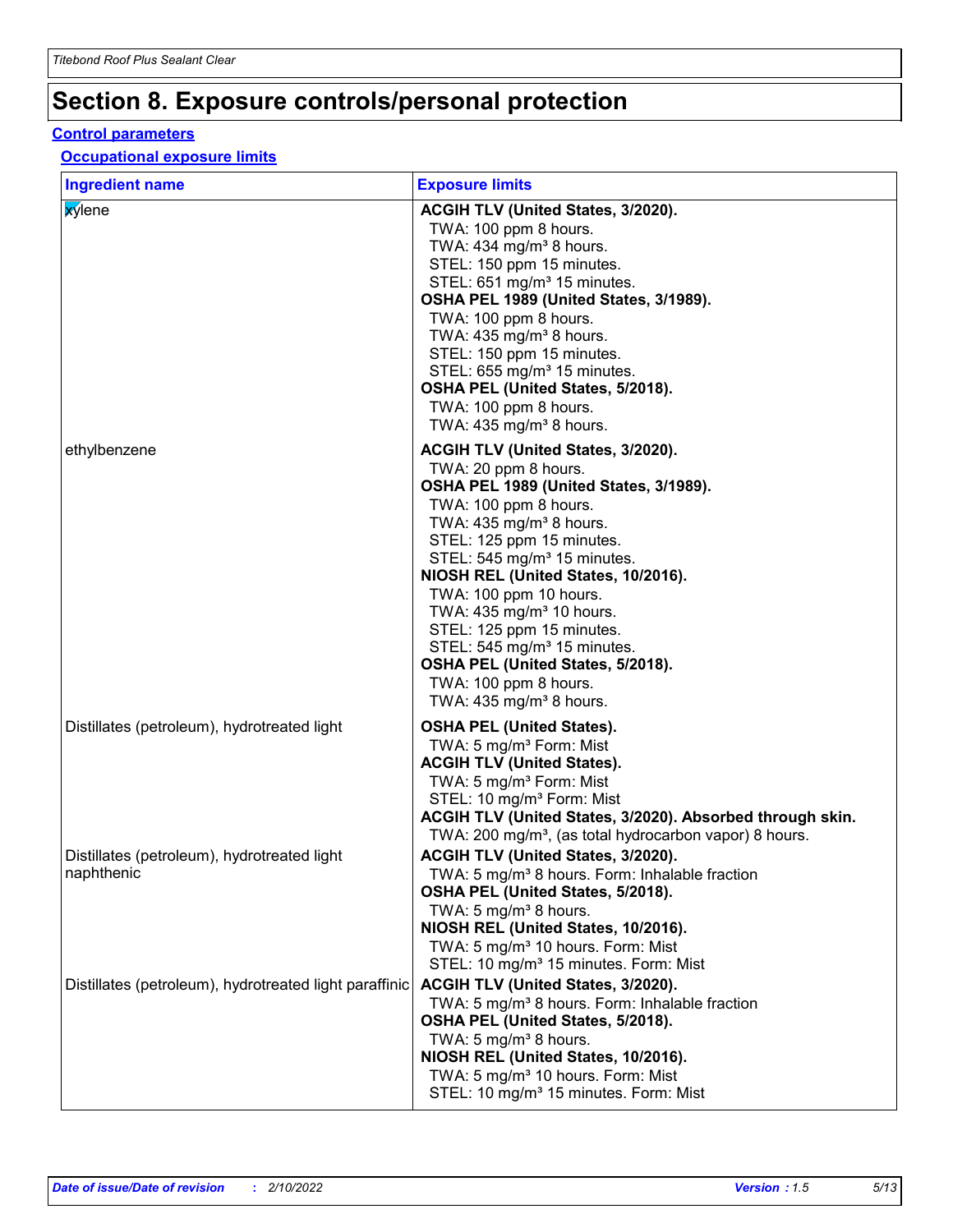# Section 8. Exposure controls/personal protection

## Control parameters

### Occupational exposure limits

| Ingredient name | Exposure limits |
|---|---|
| xylene | **ACGIH TLV (United States, 3/2020).**<br>TWA: 100 ppm 8 hours.<br>TWA: 434 mg/m³ 8 hours.<br>STEL: 150 ppm 15 minutes.<br>STEL: 651 mg/m³ 15 minutes.<br>**OSHA PEL 1989 (United States, 3/1989).**<br>TWA: 100 ppm 8 hours.<br>TWA: 435 mg/m³ 8 hours.<br>STEL: 150 ppm 15 minutes.<br>STEL: 655 mg/m³ 15 minutes.<br>**OSHA PEL (United States, 5/2018).**<br>TWA: 100 ppm 8 hours.<br>TWA: 435 mg/m³ 8 hours. |
| ethylbenzene | **ACGIH TLV (United States, 3/2020).**<br>TWA: 20 ppm 8 hours.<br>**OSHA PEL 1989 (United States, 3/1989).**<br>TWA: 100 ppm 8 hours.<br>TWA: 435 mg/m³ 8 hours.<br>STEL: 125 ppm 15 minutes.<br>STEL: 545 mg/m³ 15 minutes.<br>**NIOSH REL (United States, 10/2016).**<br>TWA: 100 ppm 10 hours.<br>TWA: 435 mg/m³ 10 hours.<br>STEL: 125 ppm 15 minutes.<br>STEL: 545 mg/m³ 15 minutes.<br>**OSHA PEL (United States, 5/2018).**<br>TWA: 100 ppm 8 hours.<br>TWA: 435 mg/m³ 8 hours. |
| Distillates (petroleum), hydrotreated light | **OSHA PEL (United States).**<br>TWA: 5 mg/m³ Form: Mist<br>**ACGIH TLV (United States).**<br>TWA: 5 mg/m³ Form: Mist<br>STEL: 10 mg/m³ Form: Mist<br>**ACGIH TLV (United States, 3/2020). Absorbed through skin.**<br>TWA: 200 mg/m³, (as total hydrocarbon vapor) 8 hours. |
| Distillates (petroleum), hydrotreated light naphthenic | **ACGIH TLV (United States, 3/2020).**<br>TWA: 5 mg/m³ 8 hours. Form: Inhalable fraction<br>**OSHA PEL (United States, 5/2018).**<br>TWA: 5 mg/m³ 8 hours.<br>**NIOSH REL (United States, 10/2016).**<br>TWA: 5 mg/m³ 10 hours. Form: Mist<br>STEL: 10 mg/m³ 15 minutes. Form: Mist |
| Distillates (petroleum), hydrotreated light paraffinic | **ACGIH TLV (United States, 3/2020).**<br>TWA: 5 mg/m³ 8 hours. Form: Inhalable fraction<br>**OSHA PEL (United States, 5/2018).**<br>TWA: 5 mg/m³ 8 hours.<br>**NIOSH REL (United States, 10/2016).**<br>TWA: 5 mg/m³ 10 hours. Form: Mist<br>STEL: 10 mg/m³ 15 minutes. Form: Mist |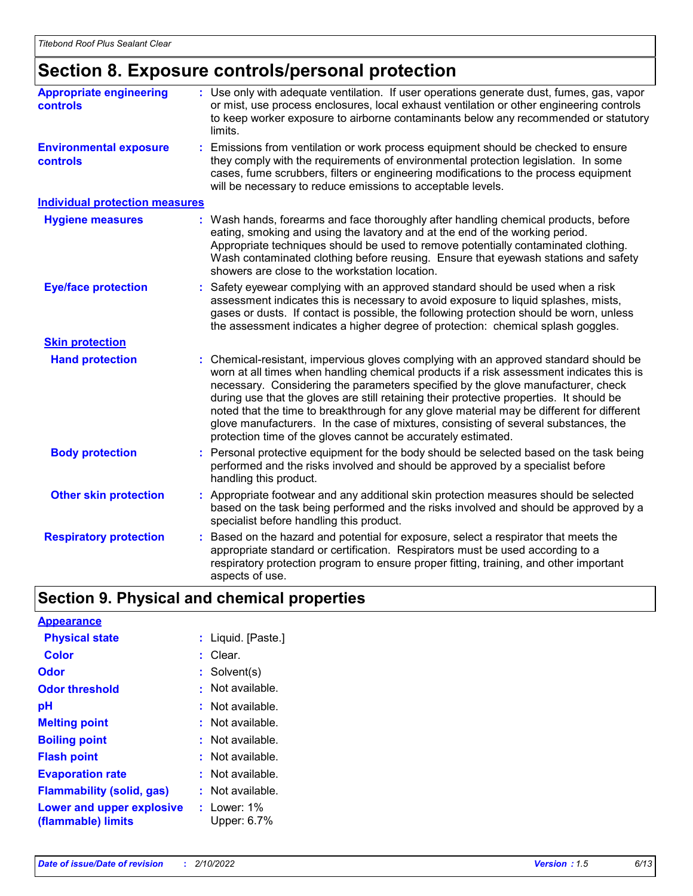## Section 8. Exposure controls/personal protection

**Appropriate engineering controls** : Use only with adequate ventilation. If user operations generate dust, fumes, gas, vapor or mist, use process enclosures, local exhaust ventilation or other engineering controls to keep worker exposure to airborne contaminants below any recommended or statutory limits.

**Environmental exposure controls** : Emissions from ventilation or work process equipment should be checked to ensure they comply with the requirements of environmental protection legislation. In some cases, fume scrubbers, filters or engineering modifications to the process equipment will be necessary to reduce emissions to acceptable levels.

### Individual protection measures

**Hygiene measures** : Wash hands, forearms and face thoroughly after handling chemical products, before eating, smoking and using the lavatory and at the end of the working period. Appropriate techniques should be used to remove potentially contaminated clothing. Wash contaminated clothing before reusing. Ensure that eyewash stations and safety showers are close to the workstation location.

**Eye/face protection** : Safety eyewear complying with an approved standard should be used when a risk assessment indicates this is necessary to avoid exposure to liquid splashes, mists, gases or dusts. If contact is possible, the following protection should be worn, unless the assessment indicates a higher degree of protection: chemical splash goggles.

#### Skin protection

**Hand protection** : Chemical-resistant, impervious gloves complying with an approved standard should be worn at all times when handling chemical products if a risk assessment indicates this is necessary. Considering the parameters specified by the glove manufacturer, check during use that the gloves are still retaining their protective properties. It should be noted that the time to breakthrough for any glove material may be different for different glove manufacturers. In the case of mixtures, consisting of several substances, the protection time of the gloves cannot be accurately estimated.

**Body protection** : Personal protective equipment for the body should be selected based on the task being performed and the risks involved and should be approved by a specialist before handling this product.

**Other skin protection** : Appropriate footwear and any additional skin protection measures should be selected based on the task being performed and the risks involved and should be approved by a specialist before handling this product.

**Respiratory protection** : Based on the hazard and potential for exposure, select a respirator that meets the appropriate standard or certification. Respirators must be used according to a respiratory protection program to ensure proper fitting, training, and other important aspects of use.

## Section 9. Physical and chemical properties

### Appearance

**Physical state** : Liquid. [Paste.]

**Color** : Clear.

**Odor** : Solvent(s)

**Odor threshold** : Not available.

**pH** : Not available.

**Melting point** : Not available.

**Boiling point** : Not available.

**Flash point** : Not available.

**Evaporation rate** : Not available.

**Flammability (solid, gas)** : Not available.

**Lower and upper explosive (flammable) limits** : Lower: 1%
Upper: 6.7%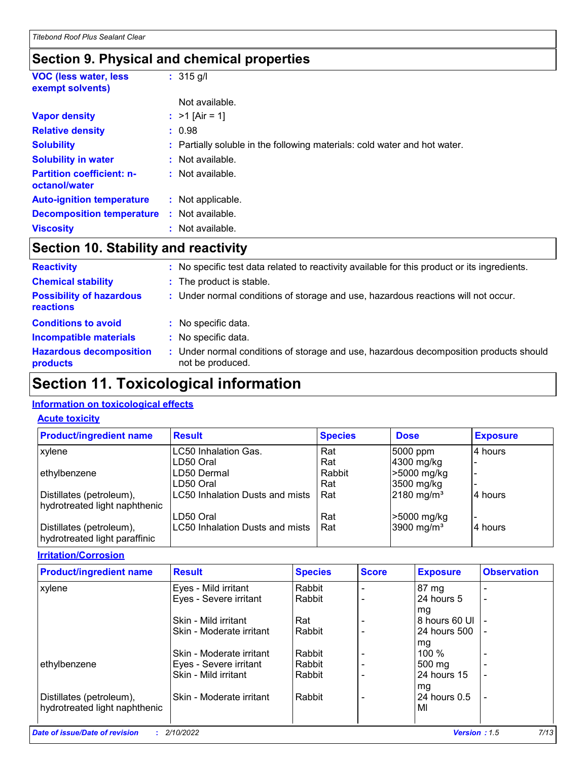## Section 9. Physical and chemical properties

**VOC (less water, less exempt solvents)** : 315 g/l

Not available.

**Vapor density** : >1 [Air = 1]

**Relative density** : 0.98

**Solubility** : Partially soluble in the following materials: cold water and hot water.

**Solubility in water** : Not available.

**Partition coefficient: n-octanol/water** : Not available.

**Auto-ignition temperature** : Not applicable.

**Decomposition temperature** : Not available.

**Viscosity** : Not available.

## Section 10. Stability and reactivity

**Reactivity** : No specific test data related to reactivity available for this product or its ingredients.

**Chemical stability** : The product is stable.

**Possibility of hazardous reactions** : Under normal conditions of storage and use, hazardous reactions will not occur.

**Conditions to avoid** : No specific data.

**Incompatible materials** : No specific data.

**Hazardous decomposition products** : Under normal conditions of storage and use, hazardous decomposition products should not be produced.

# Section 11. Toxicological information

### Information on toxicological effects

#### Acute toxicity

| Product/ingredient name | Result | Species | Dose | Exposure |
|---|---|---|---|---|
| xylene | LC50 Inhalation Gas. | Rat | 5000 ppm | 4 hours |
| | LD50 Oral | Rat | 4300 mg/kg | - |
| ethylbenzene | LD50 Dermal | Rabbit | >5000 mg/kg | - |
| | LD50 Oral | Rat | 3500 mg/kg | - |
| Distillates (petroleum), hydrotreated light naphthenic | LC50 Inhalation Dusts and mists | Rat | 2180 mg/m³ | 4 hours |
| | LD50 Oral | Rat | >5000 mg/kg | - |
| Distillates (petroleum), hydrotreated light paraffinic | LC50 Inhalation Dusts and mists | Rat | 3900 mg/m³ | 4 hours |

#### Irritation/Corrosion

| Product/ingredient name | Result | Species | Score | Exposure | Observation |
|---|---|---|---|---|---|
| xylene | Eyes - Mild irritant | Rabbit | - | 87 mg | - |
| | Eyes - Severe irritant | Rabbit | - | 24 hours 5 mg | - |
| | Skin - Mild irritant | Rat | - | 8 hours 60 Ul | - |
| | Skin - Moderate irritant | Rabbit | - | 24 hours 500 mg | - |
| | Skin - Moderate irritant | Rabbit | - | 100 % | - |
| ethylbenzene | Eyes - Severe irritant | Rabbit | - | 500 mg | - |
| | Skin - Mild irritant | Rabbit | - | 24 hours 15 mg | - |
| Distillates (petroleum), hydrotreated light naphthenic | Skin - Moderate irritant | Rabbit | - | 24 hours 0.5 Ml | - |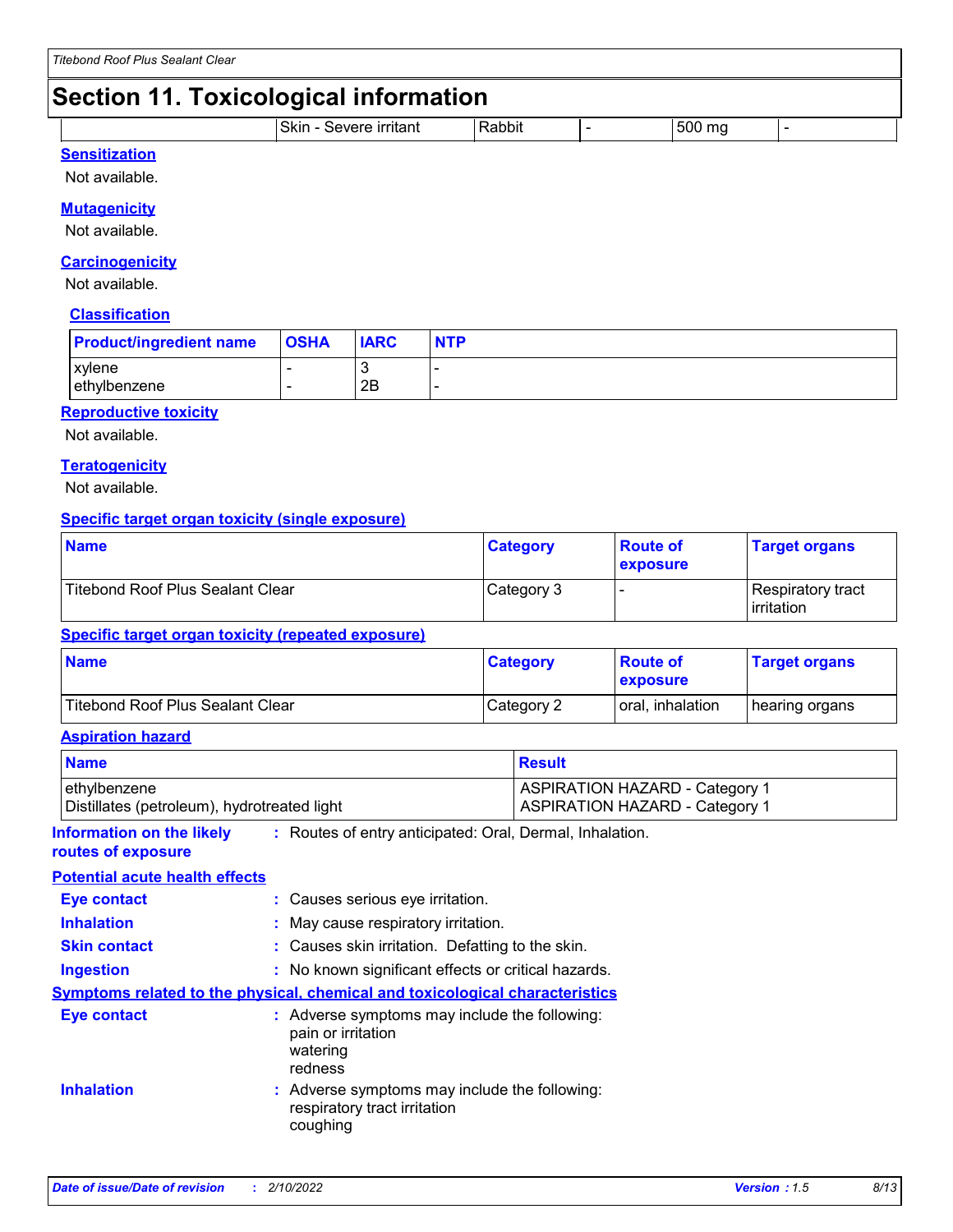# Section 11. Toxicological information

| | Skin - Severe irritant | Rabbit | - | 500 mg | - |
|---|---|---|---|---|---|

**Sensitization**

Not available.

**Mutagenicity**

Not available.

**Carcinogenicity**

Not available.

**Classification**

| Product/ingredient name | OSHA | IARC | NTP |
|---|---|---|---|
| xylene | - | 3 | - |
| ethylbenzene | - | 2B | - |

**Reproductive toxicity**

Not available.

**Teratogenicity**

Not available.

**Specific target organ toxicity (single exposure)**

| Name | Category | Route of exposure | Target organs |
|---|---|---|---|
| Titebond Roof Plus Sealant Clear | Category 3 | - | Respiratory tract irritation |

**Specific target organ toxicity (repeated exposure)**

| Name | Category | Route of exposure | Target organs |
|---|---|---|---|
| Titebond Roof Plus Sealant Clear | Category 2 | oral, inhalation | hearing organs |

**Aspiration hazard**

| Name | Result |
|---|---|
| ethylbenzene | ASPIRATION HAZARD - Category 1 |
| Distillates (petroleum), hydrotreated light | ASPIRATION HAZARD - Category 1 |

**Information on the likely routes of exposure** : Routes of entry anticipated: Oral, Dermal, Inhalation.

**Potential acute health effects**

**Eye contact** : Causes serious eye irritation.

**Inhalation** : May cause respiratory irritation.

**Skin contact** : Causes skin irritation. Defatting to the skin.

**Ingestion** : No known significant effects or critical hazards.

**Symptoms related to the physical, chemical and toxicological characteristics**

**Eye contact** : Adverse symptoms may include the following:
pain or irritation
watering
redness

**Inhalation** : Adverse symptoms may include the following:
respiratory tract irritation
coughing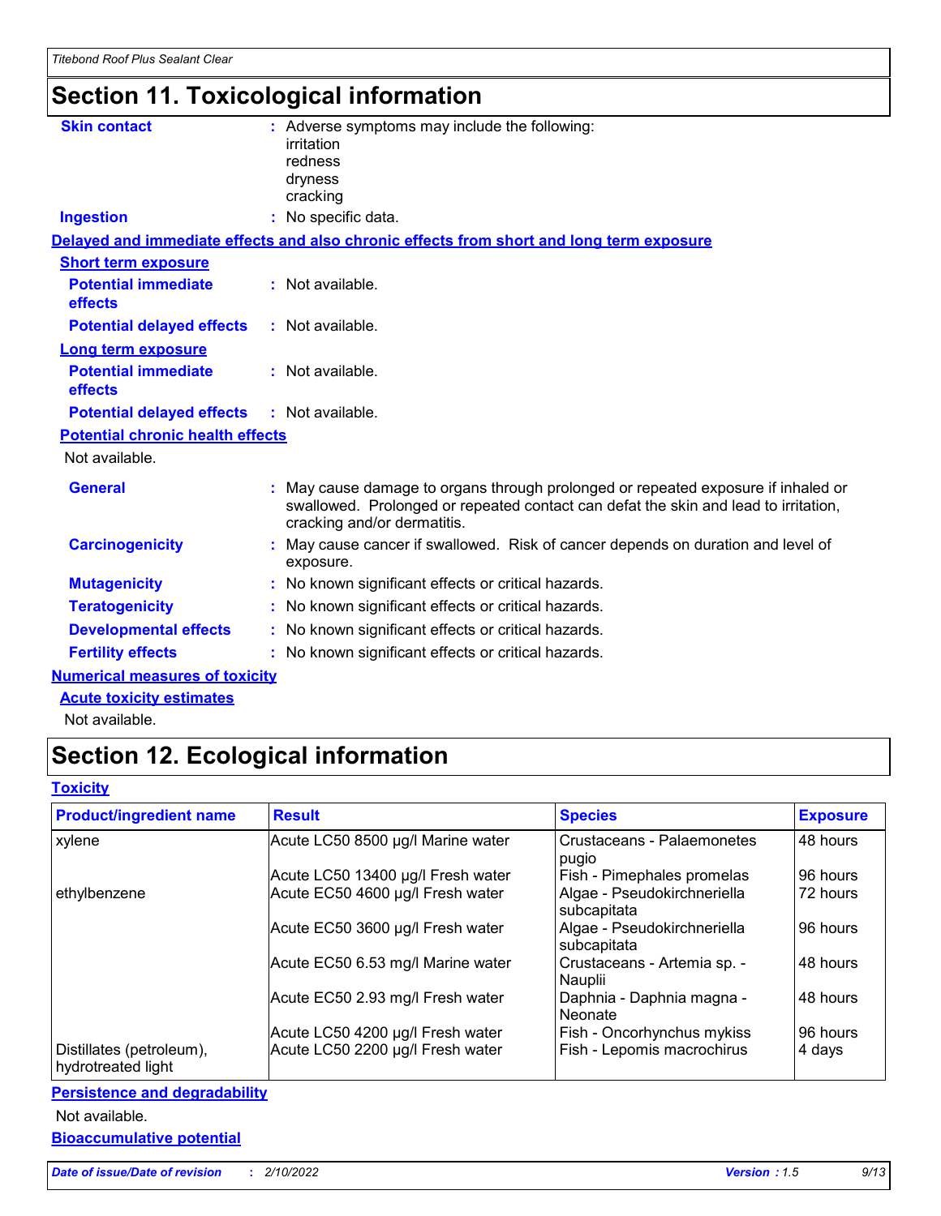# Section 11. Toxicological information

**Skin contact** : Adverse symptoms may include the following:
irritation
redness
dryness
cracking

**Ingestion** : No specific data.

**Delayed and immediate effects and also chronic effects from short and long term exposure**

**Short term exposure**

**Potential immediate effects** : Not available.

**Potential delayed effects** : Not available.

**Long term exposure**

**Potential immediate effects** : Not available.

**Potential delayed effects** : Not available.

**Potential chronic health effects**

Not available.

**General** : May cause damage to organs through prolonged or repeated exposure if inhaled or swallowed. Prolonged or repeated contact can defat the skin and lead to irritation, cracking and/or dermatitis.

**Carcinogenicity** : May cause cancer if swallowed. Risk of cancer depends on duration and level of exposure.

**Mutagenicity** : No known significant effects or critical hazards.

**Teratogenicity** : No known significant effects or critical hazards.

**Developmental effects** : No known significant effects or critical hazards.

**Fertility effects** : No known significant effects or critical hazards.

**Numerical measures of toxicity**

**Acute toxicity estimates**

Not available.

# Section 12. Ecological information

**Toxicity**

| Product/ingredient name | Result | Species | Exposure |
|---|---|---|---|
| xylene | Acute LC50 8500 µg/l Marine water | Crustaceans - Palaemonetes pugio | 48 hours |
| | Acute LC50 13400 µg/l Fresh water | Fish - Pimephales promelas | 96 hours |
| ethylbenzene | Acute EC50 4600 µg/l Fresh water | Algae - Pseudokirchneriella subcapitata | 72 hours |
| | Acute EC50 3600 µg/l Fresh water | Algae - Pseudokirchneriella subcapitata | 96 hours |
| | Acute EC50 6.53 mg/l Marine water | Crustaceans - Artemia sp. - Nauplii | 48 hours |
| | Acute EC50 2.93 mg/l Fresh water | Daphnia - Daphnia magna - Neonate | 48 hours |
| | Acute LC50 4200 µg/l Fresh water | Fish - Oncorhynchus mykiss | 96 hours |
| Distillates (petroleum), hydrotreated light | Acute LC50 2200 µg/l Fresh water | Fish - Lepomis macrochirus | 4 days |

**Persistence and degradability**

Not available.

**Bioaccumulative potential**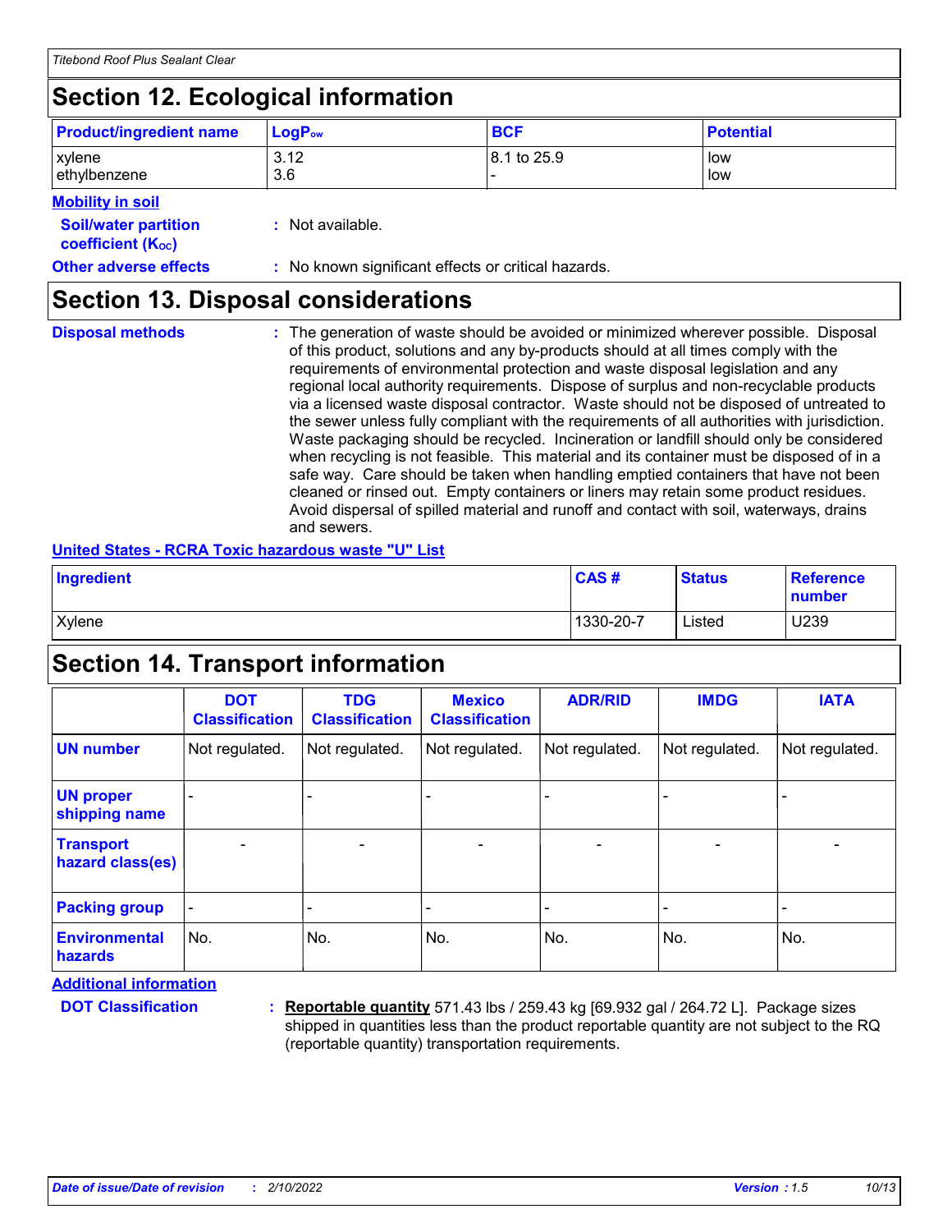## Section 12. Ecological information

| Product/ingredient name | $LogP_{ow}$ | BCF | Potential |
|---|---|---|---|
| xylene | 3.12 | 8.1 to 25.9 | low |
| ethylbenzene | 3.6 | - | low |

**Mobility in soil**

**Soil/water partition coefficient ($K_{OC}$)** : Not available.

**Other adverse effects** : No known significant effects or critical hazards.

## Section 13. Disposal considerations

**Disposal methods** : The generation of waste should be avoided or minimized wherever possible. Disposal of this product, solutions and any by-products should at all times comply with the requirements of environmental protection and waste disposal legislation and any regional local authority requirements. Dispose of surplus and non-recyclable products via a licensed waste disposal contractor. Waste should not be disposed of untreated to the sewer unless fully compliant with the requirements of all authorities with jurisdiction. Waste packaging should be recycled. Incineration or landfill should only be considered when recycling is not feasible. This material and its container must be disposed of in a safe way. Care should be taken when handling emptied containers that have not been cleaned or rinsed out. Empty containers or liners may retain some product residues. Avoid dispersal of spilled material and runoff and contact with soil, waterways, drains and sewers.

**United States - RCRA Toxic hazardous waste "U" List**

| Ingredient | CAS # | Status | Reference number |
|---|---|---|---|
| Xylene | 1330-20-7 | Listed | U239 |

## Section 14. Transport information

| | DOT Classification | TDG Classification | Mexico Classification | ADR/RID | IMDG | IATA |
|---|---|---|---|---|---|---|
| **UN number** | Not regulated. | Not regulated. | Not regulated. | Not regulated. | Not regulated. | Not regulated. |
| **UN proper shipping name** | - | - | - | - | - | - |
| **Transport hazard class(es)** | - | - | - | - | - | - |
| **Packing group** | - | - | - | - | - | - |
| **Environmental hazards** | No. | No. | No. | No. | No. | No. |

**Additional information**

**DOT Classification** : **Reportable quantity** 571.43 lbs / 259.43 kg [69.932 gal / 264.72 L]. Package sizes shipped in quantities less than the product reportable quantity are not subject to the RQ (reportable quantity) transportation requirements.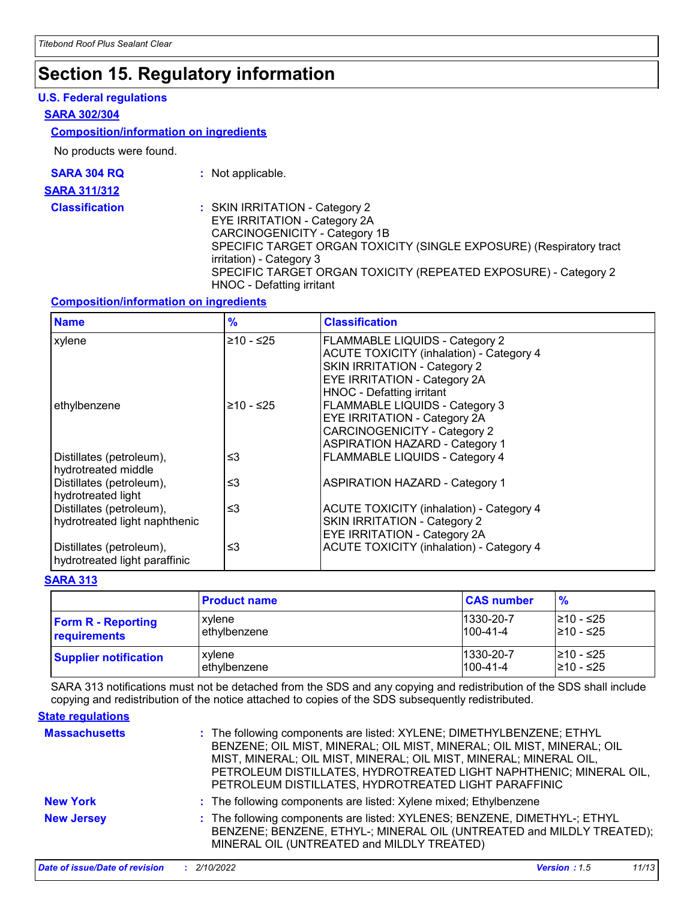# Section 15. Regulatory information

## U.S. Federal regulations

### SARA 302/304

#### Composition/information on ingredients

No products were found.

**SARA 304 RQ** : Not applicable.

### SARA 311/312

**Classification** : SKIN IRRITATION - Category 2
EYE IRRITATION - Category 2A
CARCINOGENICITY - Category 1B
SPECIFIC TARGET ORGAN TOXICITY (SINGLE EXPOSURE) (Respiratory tract irritation) - Category 3
SPECIFIC TARGET ORGAN TOXICITY (REPEATED EXPOSURE) - Category 2
HNOC - Defatting irritant

#### Composition/information on ingredients

| Name | % | Classification |
|---|---|---|
| xylene | ≥10 - ≤25 | FLAMMABLE LIQUIDS - Category 2<br>ACUTE TOXICITY (inhalation) - Category 4<br>SKIN IRRITATION - Category 2<br>EYE IRRITATION - Category 2A<br>HNOC - Defatting irritant |
| ethylbenzene | ≥10 - ≤25 | FLAMMABLE LIQUIDS - Category 3<br>EYE IRRITATION - Category 2A<br>CARCINOGENICITY - Category 2<br>ASPIRATION HAZARD - Category 1 |
| Distillates (petroleum), hydrotreated middle | ≤3 | FLAMMABLE LIQUIDS - Category 4 |
| Distillates (petroleum), hydrotreated light | ≤3 | ASPIRATION HAZARD - Category 1 |
| Distillates (petroleum), hydrotreated light naphthenic | ≤3 | ACUTE TOXICITY (inhalation) - Category 4<br>SKIN IRRITATION - Category 2<br>EYE IRRITATION - Category 2A |
| Distillates (petroleum), hydrotreated light paraffinic | ≤3 | ACUTE TOXICITY (inhalation) - Category 4 |

### SARA 313

| | Product name | CAS number | % |
|---|---|---|---|
| **Form R - Reporting requirements** | xylene<br>ethylbenzene | 1330-20-7<br>100-41-4 | ≥10 - ≤25<br>≥10 - ≤25 |
| **Supplier notification** | xylene<br>ethylbenzene | 1330-20-7<br>100-41-4 | ≥10 - ≤25<br>≥10 - ≤25 |

SARA 313 notifications must not be detached from the SDS and any copying and redistribution of the SDS shall include copying and redistribution of the notice attached to copies of the SDS subsequently redistributed.

## State regulations

**Massachusetts** : The following components are listed: XYLENE; DIMETHYLBENZENE; ETHYL BENZENE; OIL MIST, MINERAL; OIL MIST, MINERAL; OIL MIST, MINERAL; OIL MIST, MINERAL; OIL MIST, MINERAL; OIL MIST, MINERAL; MINERAL OIL, PETROLEUM DISTILLATES, HYDROTREATED LIGHT NAPHTHENIC; MINERAL OIL, PETROLEUM DISTILLATES, HYDROTREATED LIGHT PARAFFINIC

**New York** : The following components are listed: Xylene mixed; Ethylbenzene

**New Jersey** : The following components are listed: XYLENES; BENZENE, DIMETHYL-; ETHYL BENZENE; BENZENE, ETHYL-; MINERAL OIL (UNTREATED and MILDLY TREATED); MINERAL OIL (UNTREATED and MILDLY TREATED)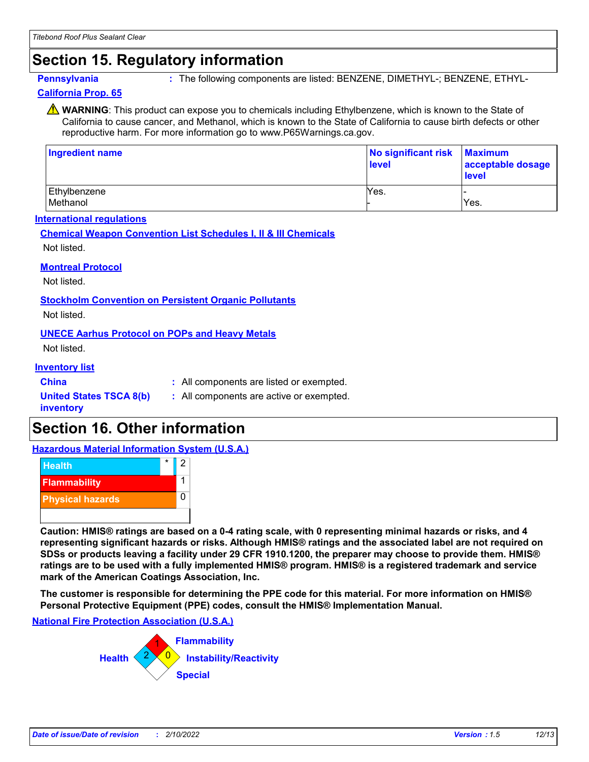## Section 15. Regulatory information

**Pennsylvania** : The following components are listed: BENZENE, DIMETHYL-; BENZENE, ETHYL-

**California Prop. 65**

⚠ **WARNING**: This product can expose you to chemicals including Ethylbenzene, which is known to the State of California to cause cancer, and Methanol, which is known to the State of California to cause birth defects or other reproductive harm. For more information go to www.P65Warnings.ca.gov.

| Ingredient name | No significant risk level | Maximum acceptable dosage level |
|---|---|---|
| Ethylbenzene | Yes. | - |
| Methanol | - | Yes. |

**International regulations**

**Chemical Weapon Convention List Schedules I, II & III Chemicals**

Not listed.

**Montreal Protocol**

Not listed.

**Stockholm Convention on Persistent Organic Pollutants**

Not listed.

**UNECE Aarhus Protocol on POPs and Heavy Metals**

Not listed.

**Inventory list**

**China** : All components are listed or exempted.

**United States TSCA 8(b) inventory** : All components are active or exempted.

## Section 16. Other information

**Hazardous Material Information System (U.S.A.)**

| | | |
|---|---|---|
| Health | * | 2 |
| Flammability | | 1 |
| Physical hazards | | 0 |

**Caution: HMIS® ratings are based on a 0-4 rating scale, with 0 representing minimal hazards or risks, and 4 representing significant hazards or risks. Although HMIS® ratings and the associated label are not required on SDSs or products leaving a facility under 29 CFR 1910.1200, the preparer may choose to provide them. HMIS® ratings are to be used with a fully implemented HMIS® program. HMIS® is a registered trademark and service mark of the American Coatings Association, Inc.**

**The customer is responsible for determining the PPE code for this material. For more information on HMIS® Personal Protective Equipment (PPE) codes, consult the HMIS® Implementation Manual.**

**National Fire Protection Association (U.S.A.)**

Health: 2
Flammability: 1
Instability/Reactivity: 0
Special:

*Date of issue/Date of revision* : 2/10/2022 *Version* : 1.5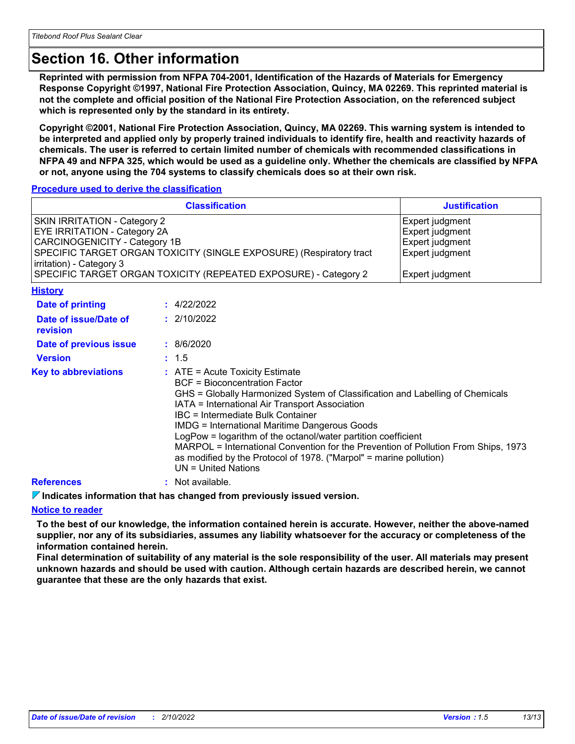# Section 16. Other information

**Reprinted with permission from NFPA 704-2001, Identification of the Hazards of Materials for Emergency Response Copyright ©1997, National Fire Protection Association, Quincy, MA 02269. This reprinted material is not the complete and official position of the National Fire Protection Association, on the referenced subject which is represented only by the standard in its entirety.**

**Copyright ©2001, National Fire Protection Association, Quincy, MA 02269. This warning system is intended to be interpreted and applied only by properly trained individuals to identify fire, health and reactivity hazards of chemicals. The user is referred to certain limited number of chemicals with recommended classifications in NFPA 49 and NFPA 325, which would be used as a guideline only. Whether the chemicals are classified by NFPA or not, anyone using the 704 systems to classify chemicals does so at their own risk.**

**Procedure used to derive the classification**

| Classification | Justification |
|---|---|
| SKIN IRRITATION - Category 2 | Expert judgment |
| EYE IRRITATION - Category 2A | Expert judgment |
| CARCINOGENICITY - Category 1B | Expert judgment |
| SPECIFIC TARGET ORGAN TOXICITY (SINGLE EXPOSURE) (Respiratory tract irritation) - Category 3 | Expert judgment |
| SPECIFIC TARGET ORGAN TOXICITY (REPEATED EXPOSURE) - Category 2 | Expert judgment |

**History**

**Date of printing** : 4/22/2022

**Date of issue/Date of revision** : 2/10/2022

**Date of previous issue** : 8/6/2020

**Version** : 1.5

**Key to abbreviations** :
ATE = Acute Toxicity Estimate
BCF = Bioconcentration Factor
GHS = Globally Harmonized System of Classification and Labelling of Chemicals
IATA = International Air Transport Association
IBC = Intermediate Bulk Container
IMDG = International Maritime Dangerous Goods
LogPow = logarithm of the octanol/water partition coefficient
MARPOL = International Convention for the Prevention of Pollution From Ships, 1973 as modified by the Protocol of 1978. ("Marpol" = marine pollution)
UN = United Nations

**References** : Not available.

**Indicates information that has changed from previously issued version.**

**Notice to reader**

**To the best of our knowledge, the information contained herein is accurate. However, neither the above-named supplier, nor any of its subsidiaries, assumes any liability whatsoever for the accuracy or completeness of the information contained herein.**

**Final determination of suitability of any material is the sole responsibility of the user. All materials may present unknown hazards and should be used with caution. Although certain hazards are described herein, we cannot guarantee that these are the only hazards that exist.**